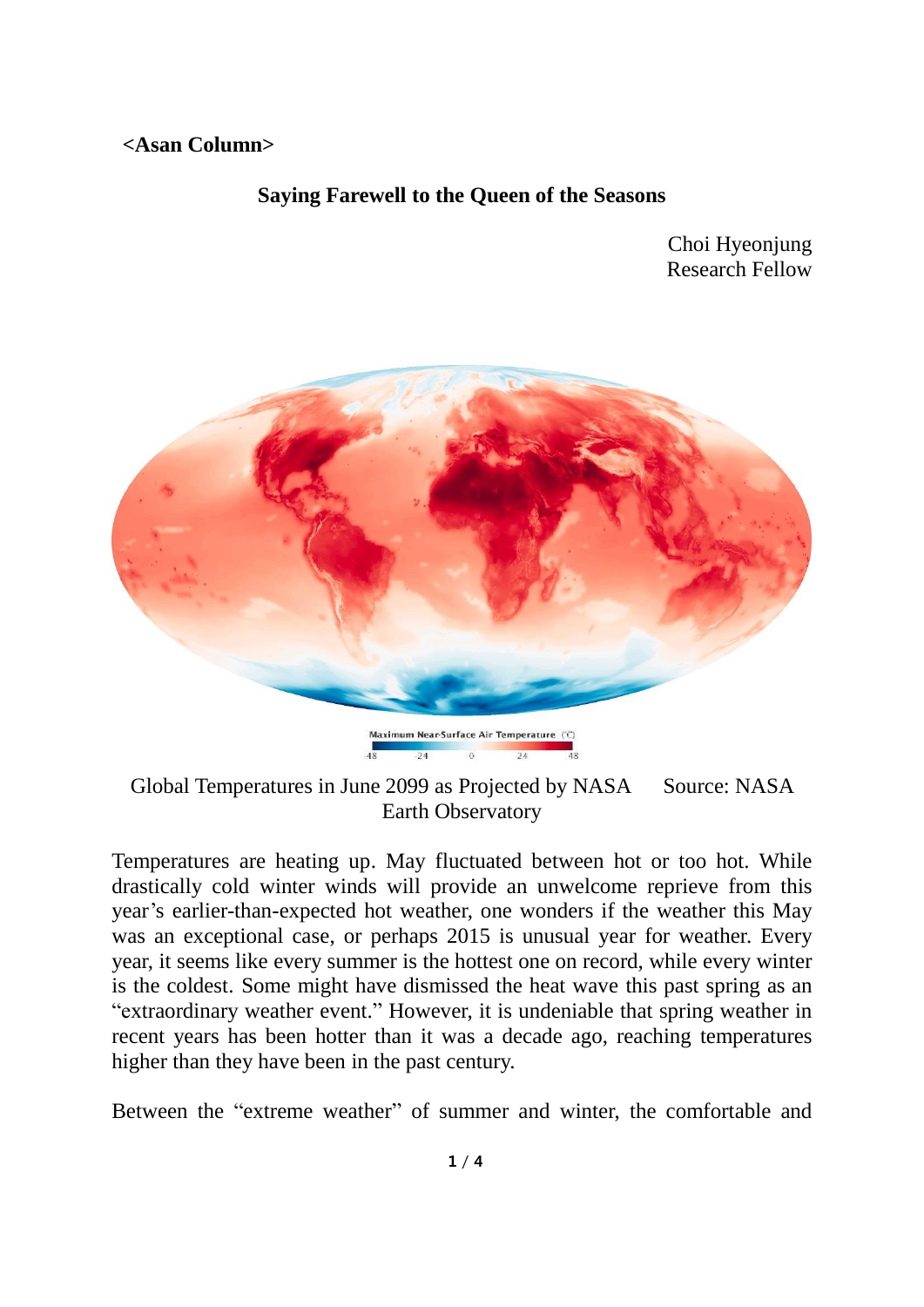**<Asan Column>**

# Saying Farewell to the Queen of the Seasons

Choi Hyeonjung
Research Fellow

Global Temperatures in June 2099 as Projected by NASA Source: NASA Earth Observatory

Temperatures are heating up. May fluctuated between hot or too hot. While drastically cold winter winds will provide an unwelcome reprieve from this year's earlier-than-expected hot weather, one wonders if the weather this May was an exceptional case, or perhaps 2015 is unusual year for weather. Every year, it seems like every summer is the hottest one on record, while every winter is the coldest. Some might have dismissed the heat wave this past spring as an "extraordinary weather event." However, it is undeniable that spring weather in recent years has been hotter than it was a decade ago, reaching temperatures higher than they have been in the past century.

Between the "extreme weather" of summer and winter, the comfortable and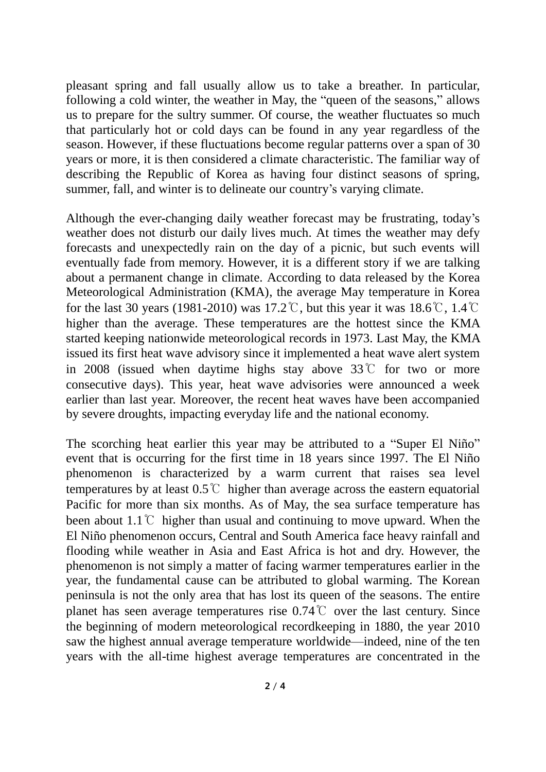pleasant spring and fall usually allow us to take a breather. In particular, following a cold winter, the weather in May, the "queen of the seasons," allows us to prepare for the sultry summer. Of course, the weather fluctuates so much that particularly hot or cold days can be found in any year regardless of the season. However, if these fluctuations become regular patterns over a span of 30 years or more, it is then considered a climate characteristic. The familiar way of describing the Republic of Korea as having four distinct seasons of spring, summer, fall, and winter is to delineate our country's varying climate.

Although the ever-changing daily weather forecast may be frustrating, today's weather does not disturb our daily lives much. At times the weather may defy forecasts and unexpectedly rain on the day of a picnic, but such events will eventually fade from memory. However, it is a different story if we are talking about a permanent change in climate. According to data released by the Korea Meteorological Administration (KMA), the average May temperature in Korea for the last 30 years (1981-2010) was 17.2℃, but this year it was 18.6℃, 1.4℃ higher than the average. These temperatures are the hottest since the KMA started keeping nationwide meteorological records in 1973. Last May, the KMA issued its first heat wave advisory since it implemented a heat wave alert system in 2008 (issued when daytime highs stay above 33℃ for two or more consecutive days). This year, heat wave advisories were announced a week earlier than last year. Moreover, the recent heat waves have been accompanied by severe droughts, impacting everyday life and the national economy.

The scorching heat earlier this year may be attributed to a "Super El Niño" event that is occurring for the first time in 18 years since 1997. The El Niño phenomenon is characterized by a warm current that raises sea level temperatures by at least 0.5℃ higher than average across the eastern equatorial Pacific for more than six months. As of May, the sea surface temperature has been about 1.1℃ higher than usual and continuing to move upward. When the El Niño phenomenon occurs, Central and South America face heavy rainfall and flooding while weather in Asia and East Africa is hot and dry. However, the phenomenon is not simply a matter of facing warmer temperatures earlier in the year, the fundamental cause can be attributed to global warming. The Korean peninsula is not the only area that has lost its queen of the seasons. The entire planet has seen average temperatures rise 0.74℃ over the last century. Since the beginning of modern meteorological recordkeeping in 1880, the year 2010 saw the highest annual average temperature worldwide—indeed, nine of the ten years with the all-time highest average temperatures are concentrated in the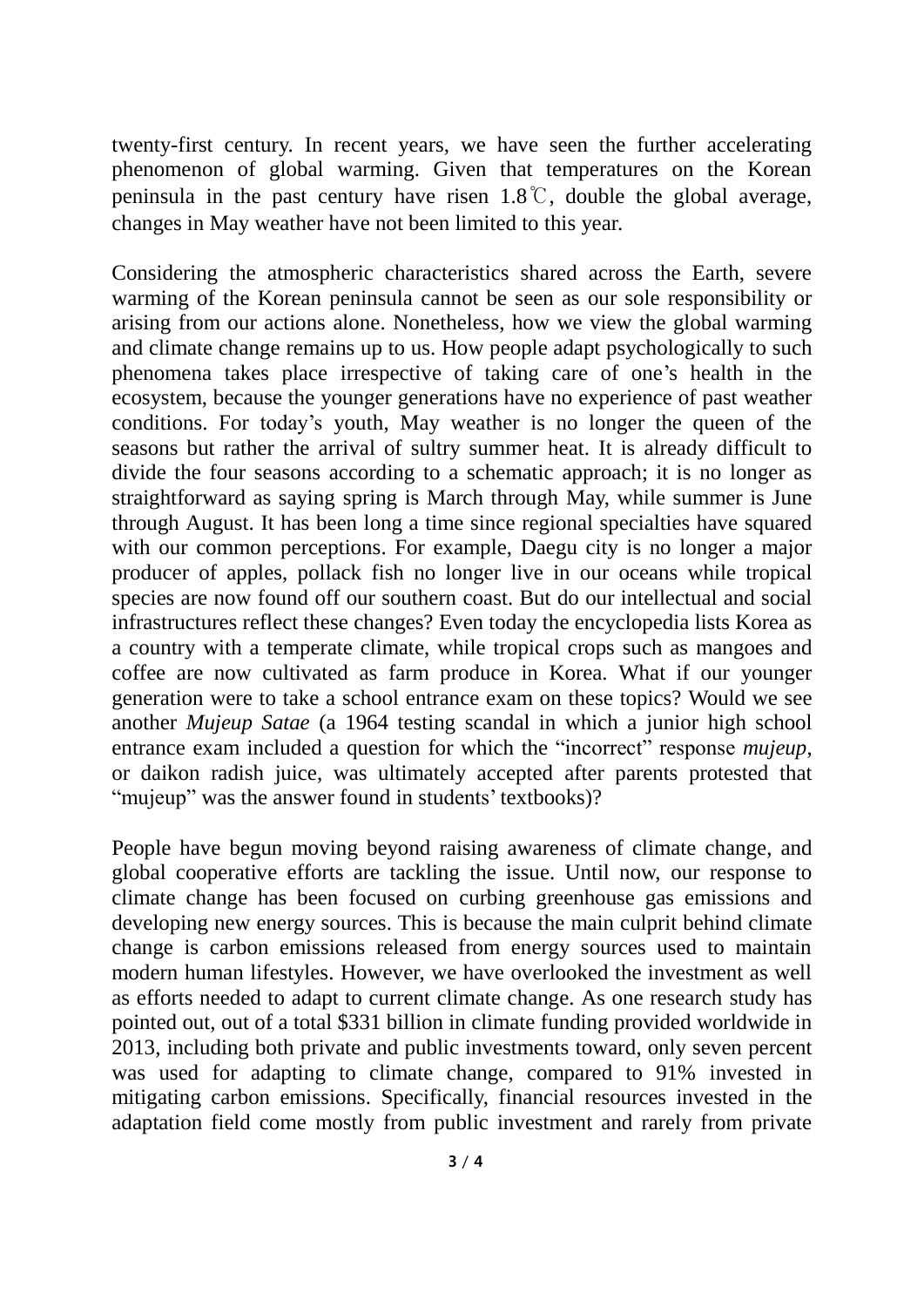twenty-first century. In recent years, we have seen the further accelerating phenomenon of global warming. Given that temperatures on the Korean peninsula in the past century have risen 1.8℃, double the global average, changes in May weather have not been limited to this year.

Considering the atmospheric characteristics shared across the Earth, severe warming of the Korean peninsula cannot be seen as our sole responsibility or arising from our actions alone. Nonetheless, how we view the global warming and climate change remains up to us. How people adapt psychologically to such phenomena takes place irrespective of taking care of one's health in the ecosystem, because the younger generations have no experience of past weather conditions. For today's youth, May weather is no longer the queen of the seasons but rather the arrival of sultry summer heat. It is already difficult to divide the four seasons according to a schematic approach; it is no longer as straightforward as saying spring is March through May, while summer is June through August. It has been long a time since regional specialties have squared with our common perceptions. For example, Daegu city is no longer a major producer of apples, pollack fish no longer live in our oceans while tropical species are now found off our southern coast. But do our intellectual and social infrastructures reflect these changes? Even today the encyclopedia lists Korea as a country with a temperate climate, while tropical crops such as mangoes and coffee are now cultivated as farm produce in Korea. What if our younger generation were to take a school entrance exam on these topics? Would we see another *Mujeup Satae* (a 1964 testing scandal in which a junior high school entrance exam included a question for which the "incorrect" response *mujeup*, or daikon radish juice, was ultimately accepted after parents protested that "mujeup" was the answer found in students' textbooks)?

People have begun moving beyond raising awareness of climate change, and global cooperative efforts are tackling the issue. Until now, our response to climate change has been focused on curbing greenhouse gas emissions and developing new energy sources. This is because the main culprit behind climate change is carbon emissions released from energy sources used to maintain modern human lifestyles. However, we have overlooked the investment as well as efforts needed to adapt to current climate change. As one research study has pointed out, out of a total $331 billion in climate funding provided worldwide in 2013, including both private and public investments toward, only seven percent was used for adapting to climate change, compared to 91% invested in mitigating carbon emissions. Specifically, financial resources invested in the adaptation field come mostly from public investment and rarely from private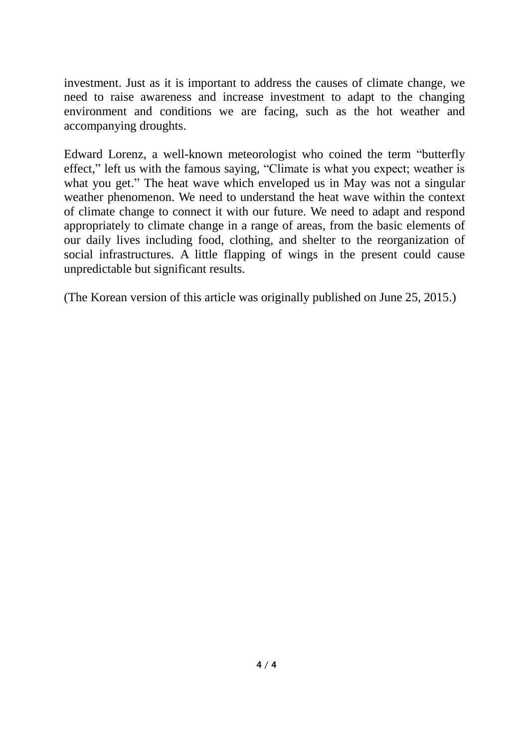investment. Just as it is important to address the causes of climate change, we need to raise awareness and increase investment to adapt to the changing environment and conditions we are facing, such as the hot weather and accompanying droughts.

Edward Lorenz, a well-known meteorologist who coined the term “butterfly effect,” left us with the famous saying, “Climate is what you expect; weather is what you get.” The heat wave which enveloped us in May was not a singular weather phenomenon. We need to understand the heat wave within the context of climate change to connect it with our future. We need to adapt and respond appropriately to climate change in a range of areas, from the basic elements of our daily lives including food, clothing, and shelter to the reorganization of social infrastructures. A little flapping of wings in the present could cause unpredictable but significant results.

(The Korean version of this article was originally published on June 25, 2015.)